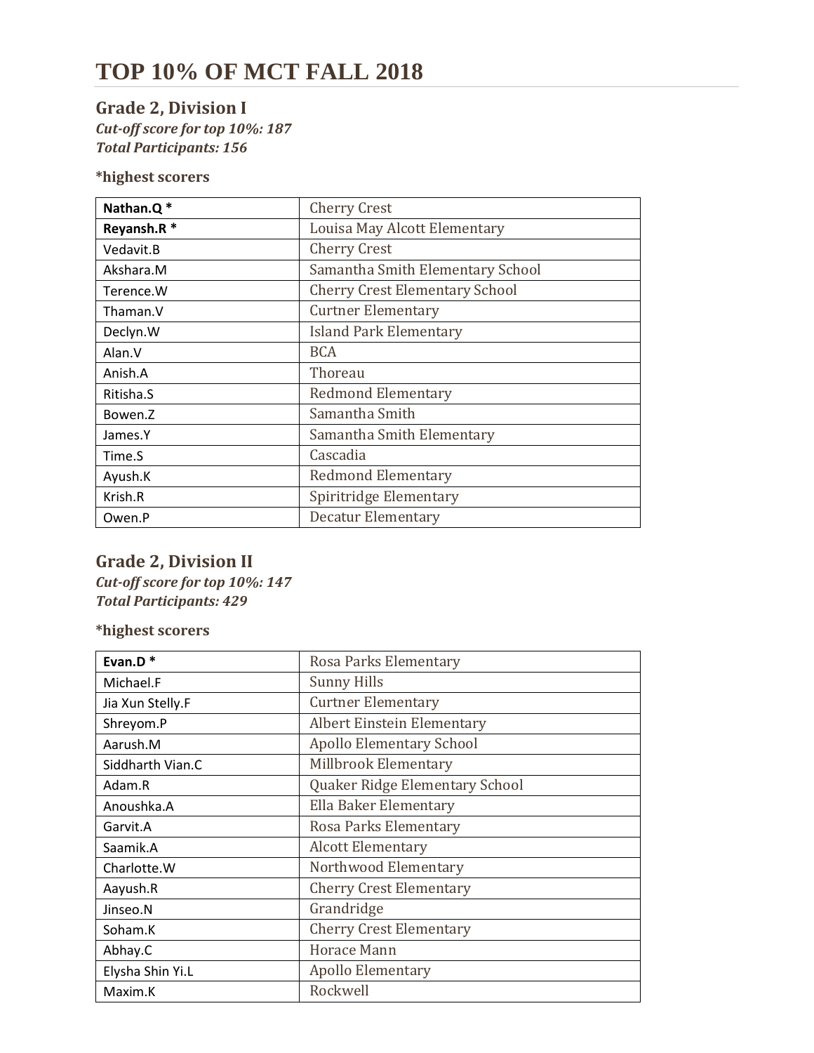# TOP 10% OF MCT FALL 2018

## Grade 2, Division I

***Cut-off score for top 10%: 187***
***Total Participants: 156***

**\*highest scorers**

| **Nathan.Q \*** | Cherry Crest |
|---|---|
| **Reyansh.R \*** | Louisa May Alcott Elementary |
| Vedavit.B | Cherry Crest |
| Akshara.M | Samantha Smith Elementary School |
| Terence.W | Cherry Crest Elementary School |
| Thaman.V | Curtner Elementary |
| Declyn.W | Island Park Elementary |
| Alan.V | BCA |
| Anish.A | Thoreau |
| Ritisha.S | Redmond Elementary |
| Bowen.Z | Samantha Smith |
| James.Y | Samantha Smith Elementary |
| Time.S | Cascadia |
| Ayush.K | Redmond Elementary |
| Krish.R | Spiritridge Elementary |
| Owen.P | Decatur Elementary |

## Grade 2, Division II

***Cut-off score for top 10%: 147***
***Total Participants: 429***

**\*highest scorers**

| **Evan.D \*** | Rosa Parks Elementary |
|---|---|
| Michael.F | Sunny Hills |
| Jia Xun Stelly.F | Curtner Elementary |
| Shreyom.P | Albert Einstein Elementary |
| Aarush.M | Apollo Elementary School |
| Siddharth Vian.C | Millbrook Elementary |
| Adam.R | Quaker Ridge Elementary School |
| Anoushka.A | Ella Baker Elementary |
| Garvit.A | Rosa Parks Elementary |
| Saamik.A | Alcott Elementary |
| Charlotte.W | Northwood Elementary |
| Aayush.R | Cherry Crest Elementary |
| Jinseo.N | Grandridge |
| Soham.K | Cherry Crest Elementary |
| Abhay.C | Horace Mann |
| Elysha Shin Yi.L | Apollo Elementary |
| Maxim.K | Rockwell |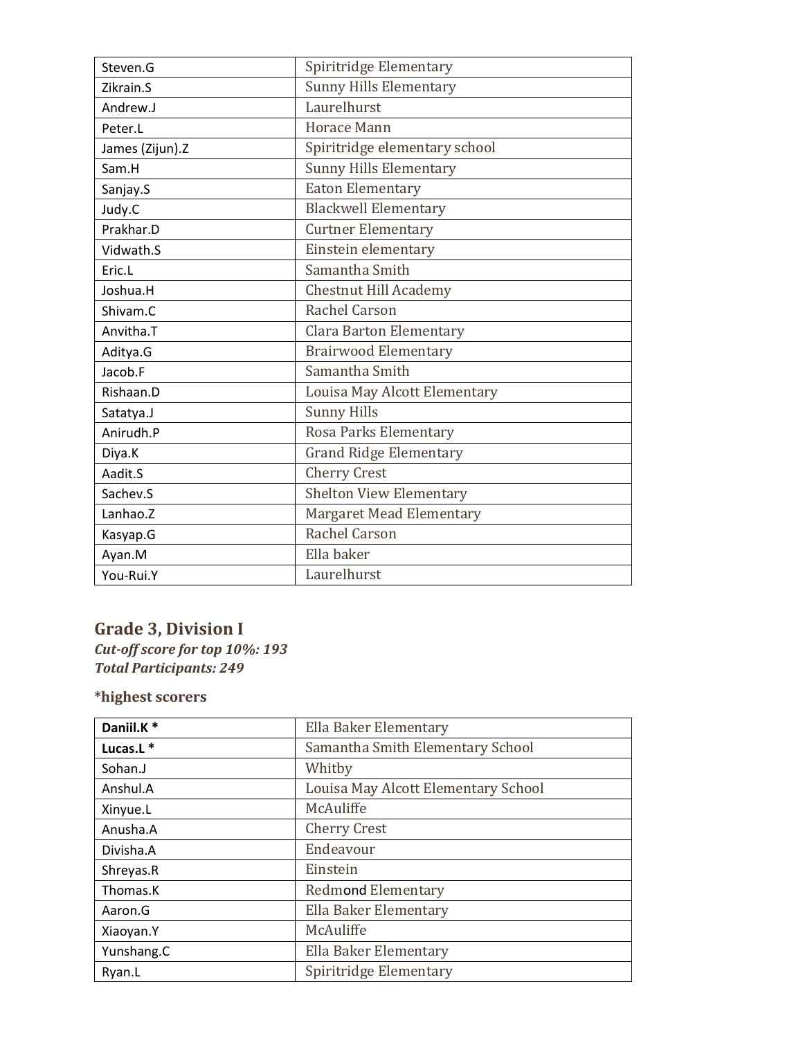| | |
|---|---|
| Steven.G | Spiritridge Elementary |
| Zikrain.S | Sunny Hills Elementary |
| Andrew.J | Laurelhurst |
| Peter.L | Horace Mann |
| James (Zijun).Z | Spiritridge elementary school |
| Sam.H | Sunny Hills Elementary |
| Sanjay.S | Eaton Elementary |
| Judy.C | Blackwell Elementary |
| Prakhar.D | Curtner Elementary |
| Vidwath.S | Einstein elementary |
| Eric.L | Samantha Smith |
| Joshua.H | Chestnut Hill Academy |
| Shivam.C | Rachel Carson |
| Anvitha.T | Clara Barton Elementary |
| Aditya.G | Brairwood Elementary |
| Jacob.F | Samantha Smith |
| Rishaan.D | Louisa May Alcott Elementary |
| Satatya.J | Sunny Hills |
| Anirudh.P | Rosa Parks Elementary |
| Diya.K | Grand Ridge Elementary |
| Aadit.S | Cherry Crest |
| Sachev.S | Shelton View Elementary |
| Lanhao.Z | Margaret Mead Elementary |
| Kasyap.G | Rachel Carson |
| Ayan.M | Ella baker |
| You-Rui.Y | Laurelhurst |

## Grade 3, Division I

***Cut-off score for top 10%: 193***
***Total Participants: 249***

**\*highest scorers**

| | |
|---|---|
| **Daniil.K \*** | Ella Baker Elementary |
| **Lucas.L \*** | Samantha Smith Elementary School |
| Sohan.J | Whitby |
| Anshul.A | Louisa May Alcott Elementary School |
| Xinyue.L | McAuliffe |
| Anusha.A | Cherry Crest |
| Divisha.A | Endeavour |
| Shreyas.R | Einstein |
| Thomas.K | Redmond Elementary |
| Aaron.G | Ella Baker Elementary |
| Xiaoyan.Y | McAuliffe |
| Yunshang.C | Ella Baker Elementary |
| Ryan.L | Spiritridge Elementary |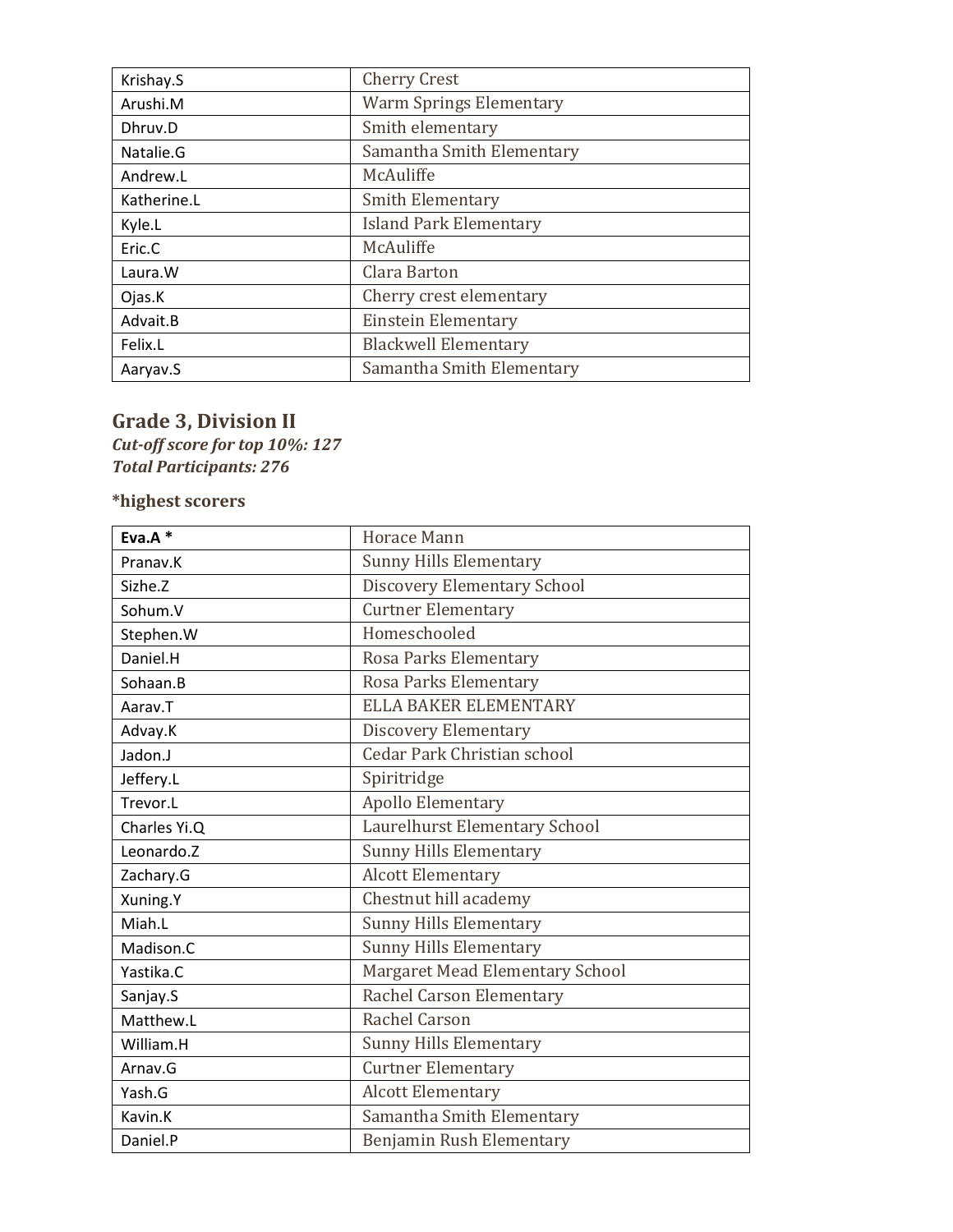| Krishay.S | Cherry Crest |
|---|---|
| Arushi.M | Warm Springs Elementary |
| Dhruv.D | Smith elementary |
| Natalie.G | Samantha Smith Elementary |
| Andrew.L | McAuliffe |
| Katherine.L | Smith Elementary |
| Kyle.L | Island Park Elementary |
| Eric.C | McAuliffe |
| Laura.W | Clara Barton |
| Ojas.K | Cherry crest elementary |
| Advait.B | Einstein Elementary |
| Felix.L | Blackwell Elementary |
| Aaryav.S | Samantha Smith Elementary |

## Grade 3, Division II

***Cut-off score for top 10%: 127***
***Total Participants: 276***

**\*highest scorers**

| **Eva.A \*** | Horace Mann |
|---|---|
| Pranav.K | Sunny Hills Elementary |
| Sizhe.Z | Discovery Elementary School |
| Sohum.V | Curtner Elementary |
| Stephen.W | Homeschooled |
| Daniel.H | Rosa Parks Elementary |
| Sohaan.B | Rosa Parks Elementary |
| Aarav.T | ELLA BAKER ELEMENTARY |
| Advay.K | Discovery Elementary |
| Jadon.J | Cedar Park Christian school |
| Jeffery.L | Spiritridge |
| Trevor.L | Apollo Elementary |
| Charles Yi.Q | Laurelhurst Elementary School |
| Leonardo.Z | Sunny Hills Elementary |
| Zachary.G | Alcott Elementary |
| Xuning.Y | Chestnut hill academy |
| Miah.L | Sunny Hills Elementary |
| Madison.C | Sunny Hills Elementary |
| Yastika.C | Margaret Mead Elementary School |
| Sanjay.S | Rachel Carson Elementary |
| Matthew.L | Rachel Carson |
| William.H | Sunny Hills Elementary |
| Arnav.G | Curtner Elementary |
| Yash.G | Alcott Elementary |
| Kavin.K | Samantha Smith Elementary |
| Daniel.P | Benjamin Rush Elementary |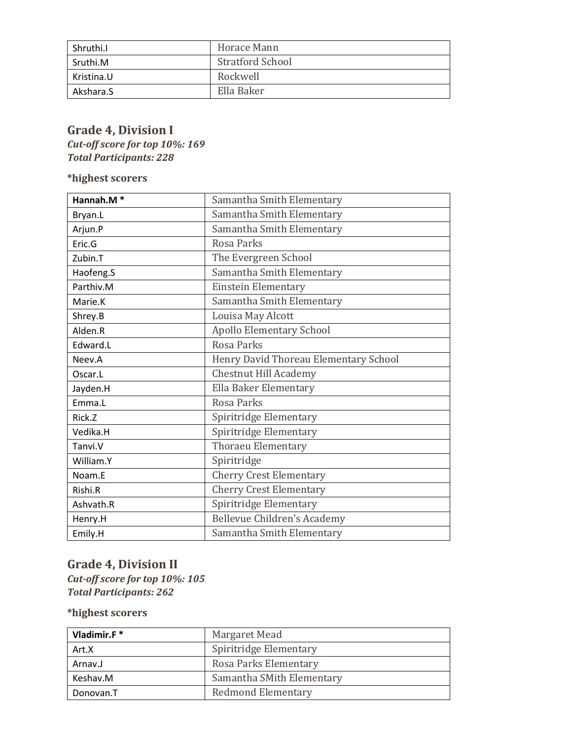| Shruthi.I | Horace Mann |
| --- | --- |
| Sruthi.M | Stratford School |
| Kristina.U | Rockwell |
| Akshara.S | Ella Baker |

## Grade 4, Division I

***Cut-off score for top 10%: 169***
***Total Participants: 228***

**\*highest scorers**

| **Hannah.M \*** | Samantha Smith Elementary |
| --- | --- |
| Bryan.L | Samantha Smith Elementary |
| Arjun.P | Samantha Smith Elementary |
| Eric.G | Rosa Parks |
| Zubin.T | The Evergreen School |
| Haofeng.S | Samantha Smith Elementary |
| Parthiv.M | Einstein Elementary |
| Marie.K | Samantha Smith Elementary |
| Shrey.B | Louisa May Alcott |
| Alden.R | Apollo Elementary School |
| Edward.L | Rosa Parks |
| Neev.A | Henry David Thoreau Elementary School |
| Oscar.L | Chestnut Hill Academy |
| Jayden.H | Ella Baker Elementary |
| Emma.L | Rosa Parks |
| Rick.Z | Spiritridge Elementary |
| Vedika.H | Spiritridge Elementary |
| Tanvi.V | Thoraeu Elementary |
| William.Y | Spiritridge |
| Noam.E | Cherry Crest Elementary |
| Rishi.R | Cherry Crest Elementary |
| Ashvath.R | Spiritridge Elementary |
| Henry.H | Bellevue Children's Academy |
| Emily.H | Samantha Smith Elementary |

## Grade 4, Division II

***Cut-off score for top 10%: 105***
***Total Participants: 262***

**\*highest scorers**

| **Vladimir.F \*** | Margaret Mead |
| --- | --- |
| Art.X | Spiritridge Elementary |
| Arnav.J | Rosa Parks Elementary |
| Keshav.M | Samantha SMith Elementary |
| Donovan.T | Redmond Elementary |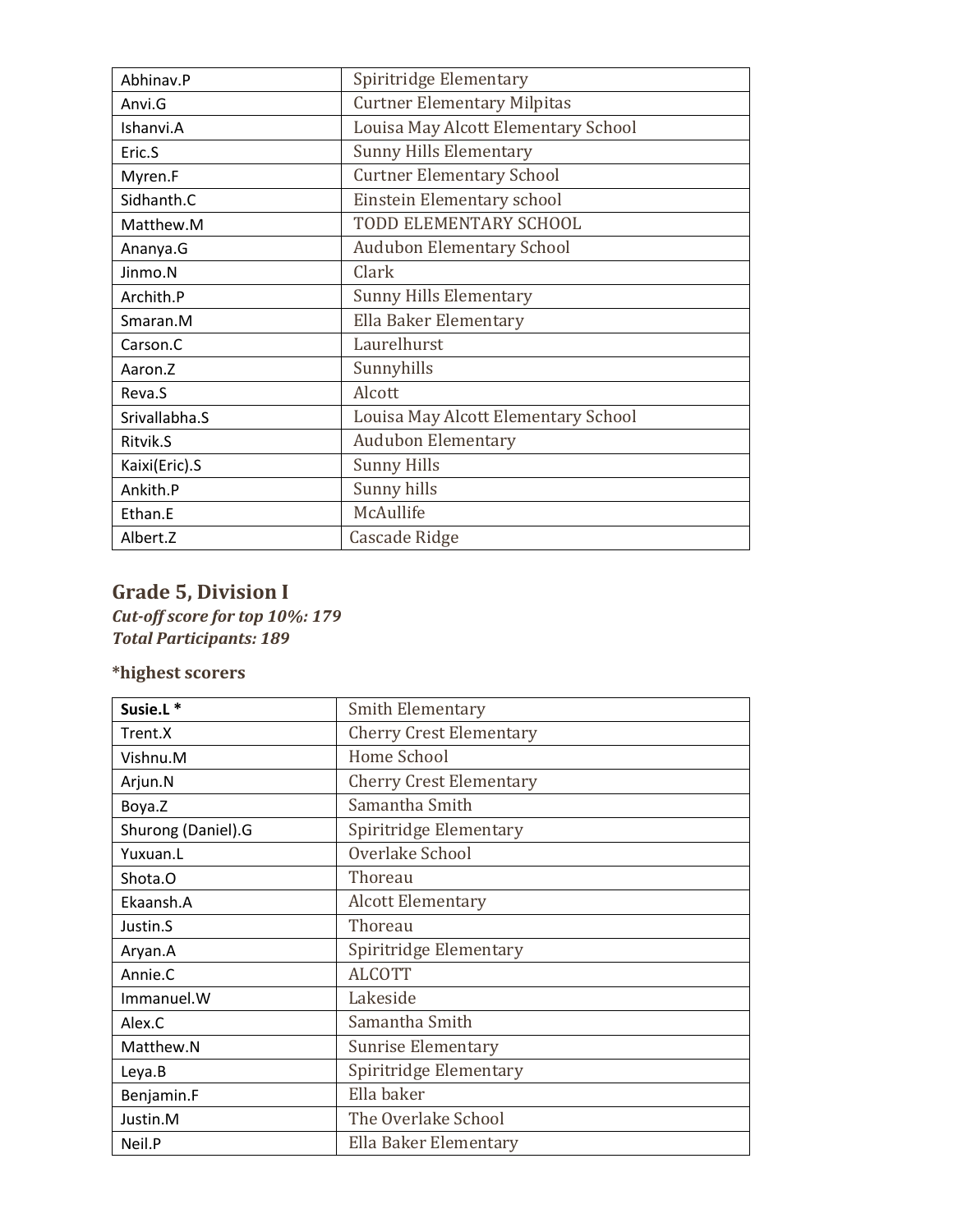| | |
|---|---|
| Abhinav.P | Spiritridge Elementary |
| Anvi.G | Curtner Elementary Milpitas |
| Ishanvi.A | Louisa May Alcott Elementary School |
| Eric.S | Sunny Hills Elementary |
| Myren.F | Curtner Elementary School |
| Sidhanth.C | Einstein Elementary school |
| Matthew.M | TODD ELEMENTARY SCHOOL |
| Ananya.G | Audubon Elementary School |
| Jinmo.N | Clark |
| Archith.P | Sunny Hills Elementary |
| Smaran.M | Ella Baker Elementary |
| Carson.C | Laurelhurst |
| Aaron.Z | Sunnyhills |
| Reva.S | Alcott |
| Srivallabha.S | Louisa May Alcott Elementary School |
| Ritvik.S | Audubon Elementary |
| Kaixi(Eric).S | Sunny Hills |
| Ankith.P | Sunny hills |
| Ethan.E | McAullife |
| Albert.Z | Cascade Ridge |

## Grade 5, Division I

***Cut-off score for top 10%: 179***
***Total Participants: 189***

### *highest scorers

| | |
|---|---|
| **Susie.L *** | Smith Elementary |
| Trent.X | Cherry Crest Elementary |
| Vishnu.M | Home School |
| Arjun.N | Cherry Crest Elementary |
| Boya.Z | Samantha Smith |
| Shurong (Daniel).G | Spiritridge Elementary |
| Yuxuan.L | Overlake School |
| Shota.O | Thoreau |
| Ekaansh.A | Alcott Elementary |
| Justin.S | Thoreau |
| Aryan.A | Spiritridge Elementary |
| Annie.C | ALCOTT |
| Immanuel.W | Lakeside |
| Alex.C | Samantha Smith |
| Matthew.N | Sunrise Elementary |
| Leya.B | Spiritridge Elementary |
| Benjamin.F | Ella baker |
| Justin.M | The Overlake School |
| Neil.P | Ella Baker Elementary |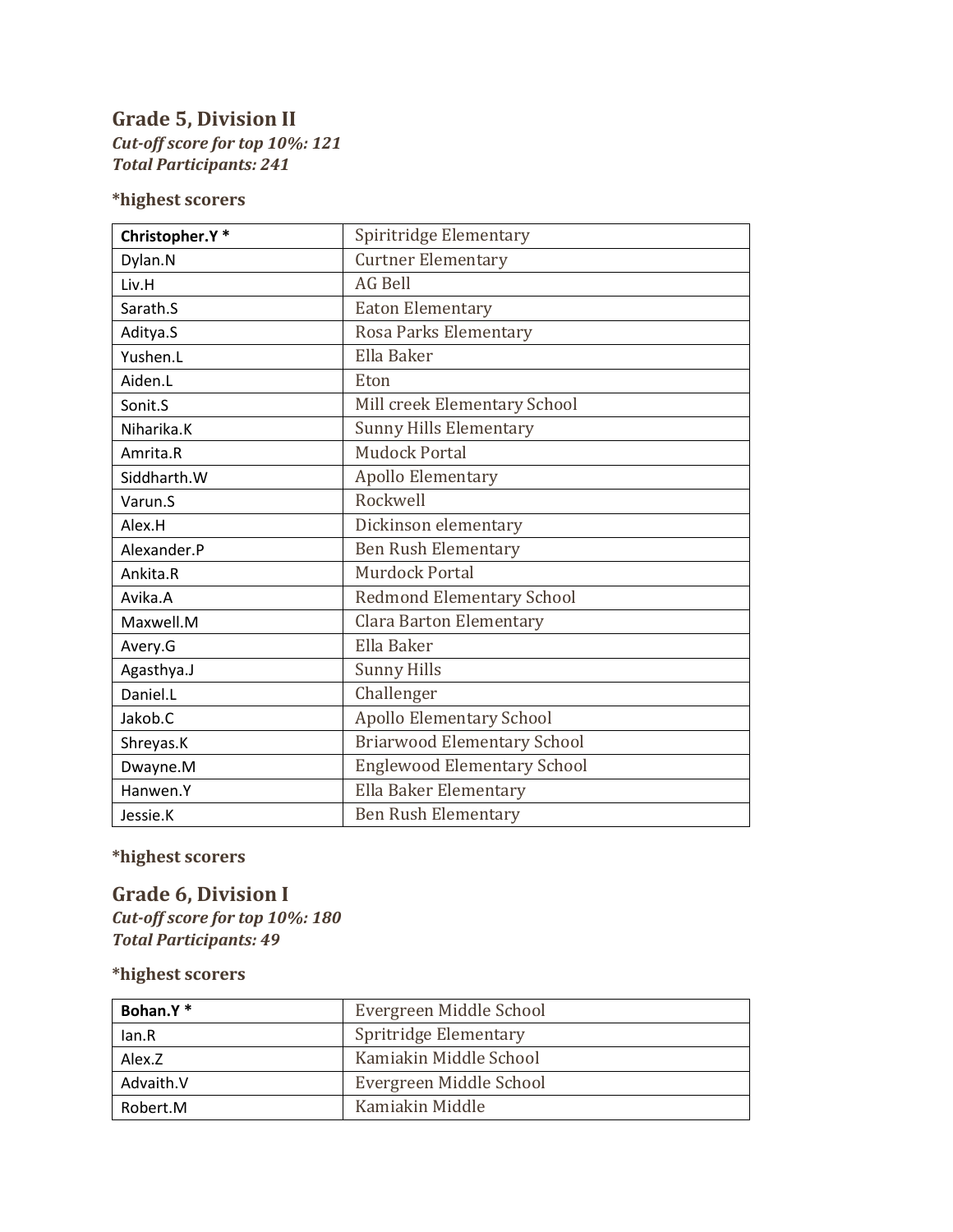## Grade 5, Division II

***Cut-off score for top 10%: 121***
***Total Participants: 241***

**\*highest scorers**

| **Christopher.Y \*** | Spiritridge Elementary |
|---|---|
| Dylan.N | Curtner Elementary |
| Liv.H | AG Bell |
| Sarath.S | Eaton Elementary |
| Aditya.S | Rosa Parks Elementary |
| Yushen.L | Ella Baker |
| Aiden.L | Eton |
| Sonit.S | Mill creek Elementary School |
| Niharika.K | Sunny Hills Elementary |
| Amrita.R | Mudock Portal |
| Siddharth.W | Apollo Elementary |
| Varun.S | Rockwell |
| Alex.H | Dickinson elementary |
| Alexander.P | Ben Rush Elementary |
| Ankita.R | Murdock Portal |
| Avika.A | Redmond Elementary School |
| Maxwell.M | Clara Barton Elementary |
| Avery.G | Ella Baker |
| Agasthya.J | Sunny Hills |
| Daniel.L | Challenger |
| Jakob.C | Apollo Elementary School |
| Shreyas.K | Briarwood Elementary School |
| Dwayne.M | Englewood Elementary School |
| Hanwen.Y | Ella Baker Elementary |
| Jessie.K | Ben Rush Elementary |

**\*highest scorers**

## Grade 6, Division I

***Cut-off score for top 10%: 180***
***Total Participants: 49***

**\*highest scorers**

| **Bohan.Y \*** | Evergreen Middle School |
|---|---|
| Ian.R | Spritridge Elementary |
| Alex.Z | Kamiakin Middle School |
| Advaith.V | Evergreen Middle School |
| Robert.M | Kamiakin Middle |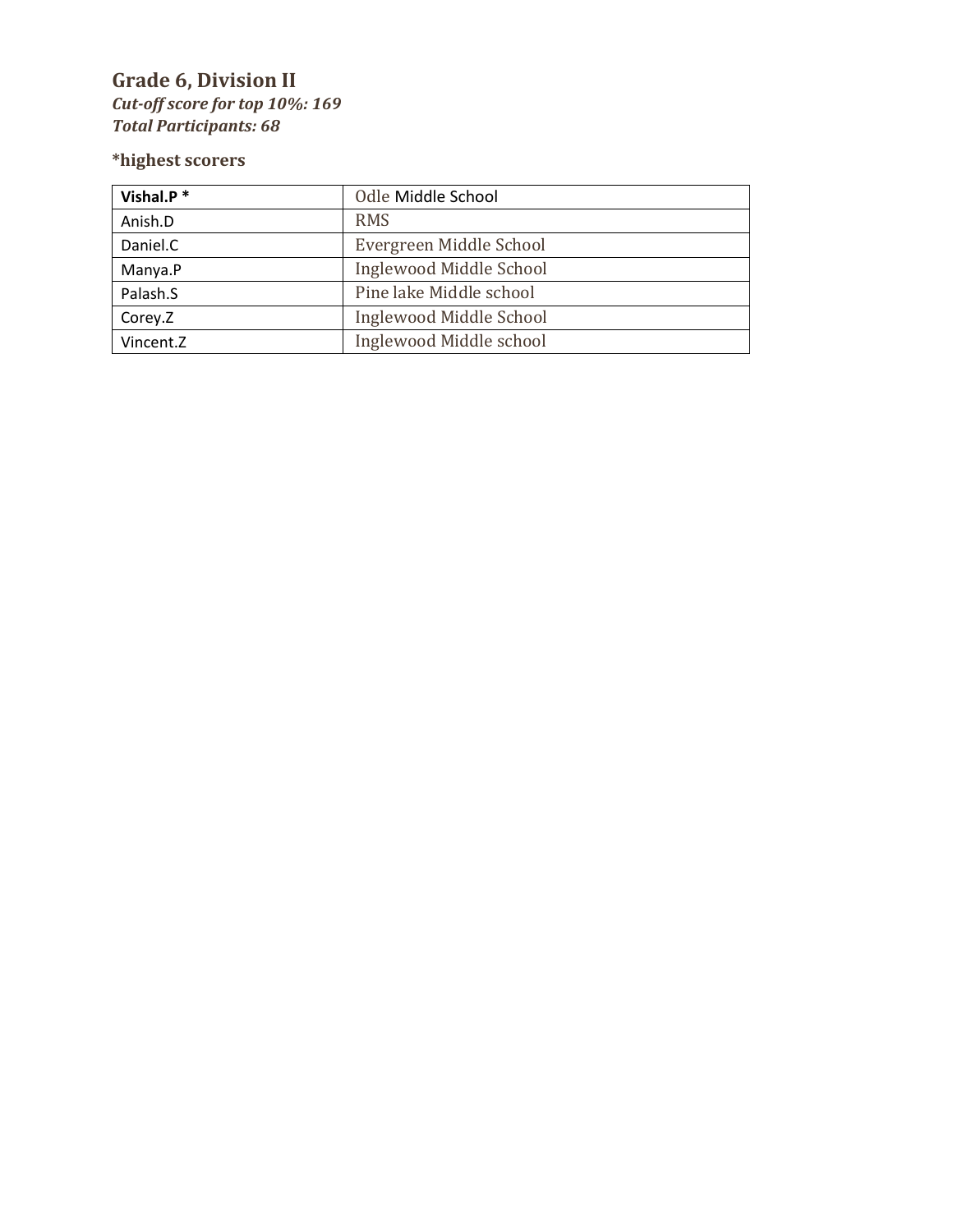## Grade 6, Division II

***Cut-off score for top 10%: 169***
***Total Participants: 68***

**\*highest scorers**

| | |
|---|---|
| **Vishal.P \*** | Odle Middle School |
| Anish.D | RMS |
| Daniel.C | Evergreen Middle School |
| Manya.P | Inglewood Middle School |
| Palash.S | Pine lake Middle school |
| Corey.Z | Inglewood Middle School |
| Vincent.Z | Inglewood Middle school |